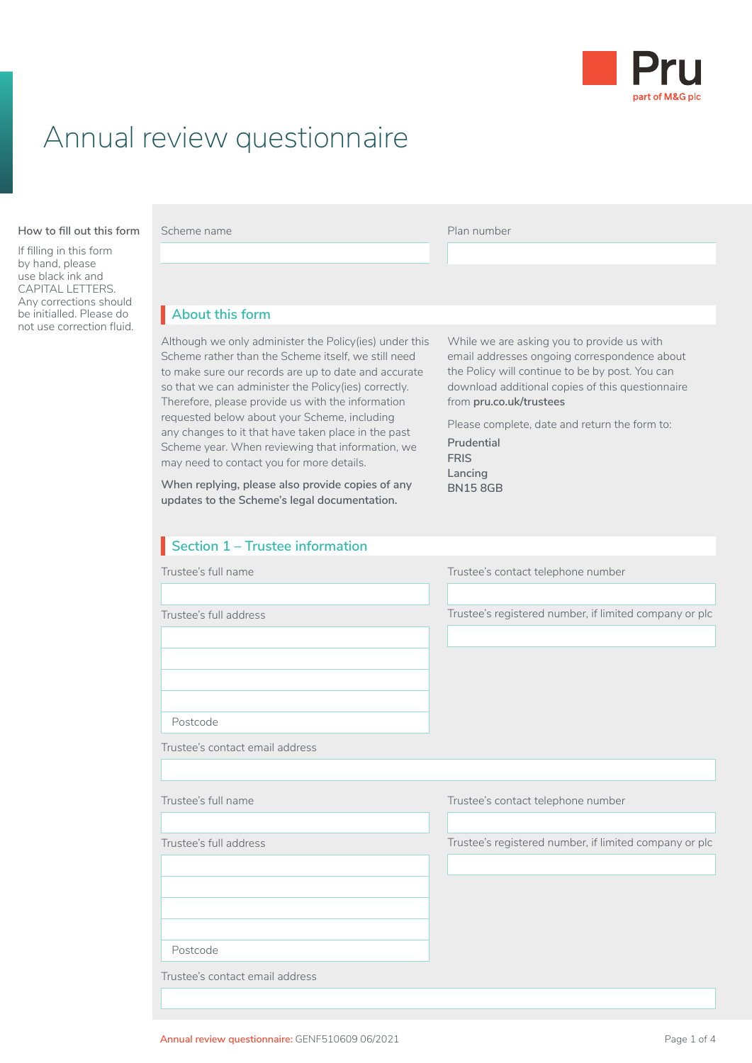Pru

part of M&G plc

# Annual review questionnaire

**How to fill out this form**

If filling in this form by hand, please use black ink and CAPITAL LETTERS. Any corrections should be initialled. Please do not use correction fluid.

Scheme name

Plan number

## About this form

Although we only administer the Policy(ies) under this Scheme rather than the Scheme itself, we still need to make sure our records are up to date and accurate so that we can administer the Policy(ies) correctly. Therefore, please provide us with the information requested below about your Scheme, including any changes to it that have taken place in the past Scheme year. When reviewing that information, we may need to contact you for more details.

**When replying, please also provide copies of any updates to the Scheme's legal documentation.**

While we are asking you to provide us with email addresses ongoing correspondence about the Policy will continue to be by post. You can download additional copies of this questionnaire from **pru.co.uk/trustees**

Please complete, date and return the form to:

**Prudential**
**FRIS**
**Lancing**
**BN15 8GB**

## Section 1 – Trustee information

Trustee's full name

Trustee's contact telephone number

Trustee's full address

Postcode

Trustee's registered number, if limited company or plc

Trustee's contact email address

Trustee's full name

Trustee's contact telephone number

Trustee's full address

Postcode

Trustee's registered number, if limited company or plc

Trustee's contact email address

Annual review questionnaire: GENF510609 06/2021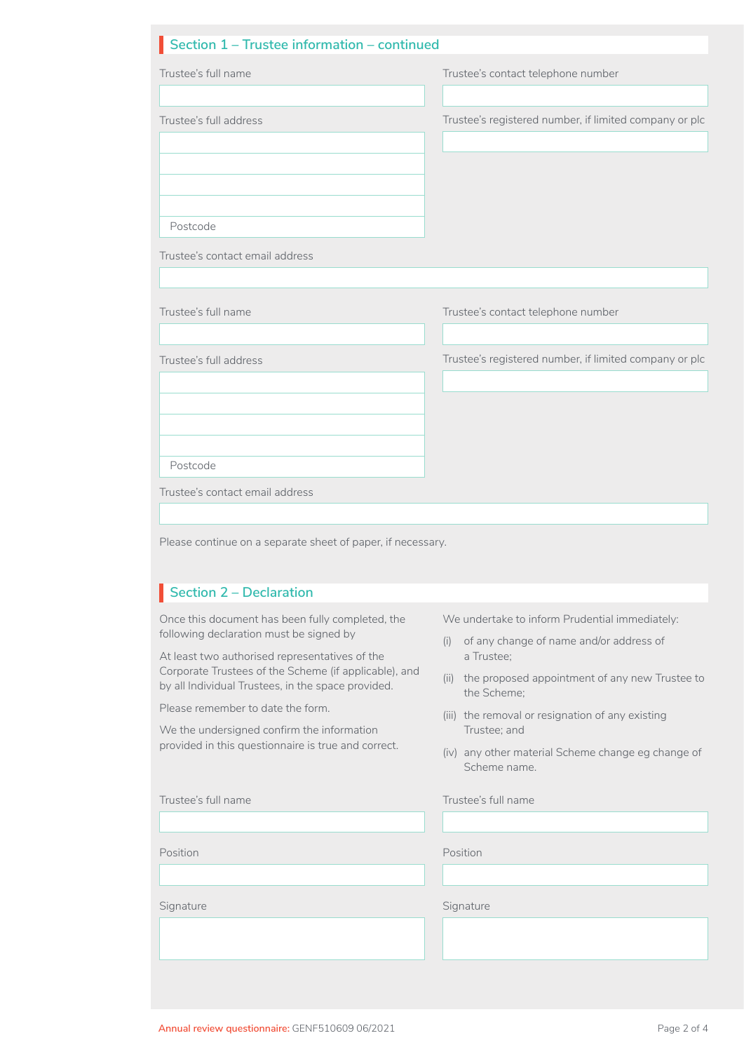## Section 1 – Trustee information – continued

Trustee's full name

Trustee's contact telephone number

Trustee's full address

Trustee's registered number, if limited company or plc

Postcode

Trustee's contact email address

Trustee's full name

Trustee's contact telephone number

Trustee's full address

Trustee's registered number, if limited company or plc

Postcode

Trustee's contact email address

Please continue on a separate sheet of paper, if necessary.

## Section 2 – Declaration

Once this document has been fully completed, the following declaration must be signed by

At least two authorised representatives of the Corporate Trustees of the Scheme (if applicable), and by all Individual Trustees, in the space provided.

Please remember to date the form.

We the undersigned confirm the information provided in this questionnaire is true and correct.

We undertake to inform Prudential immediately:

(i) of any change of name and/or address of a Trustee;

(ii) the proposed appointment of any new Trustee to the Scheme;

(iii) the removal or resignation of any existing Trustee; and

(iv) any other material Scheme change eg change of Scheme name.

Trustee's full name

Position

Signature

Trustee's full name

Position

Signature

Annual review questionnaire: GENF510609 06/2021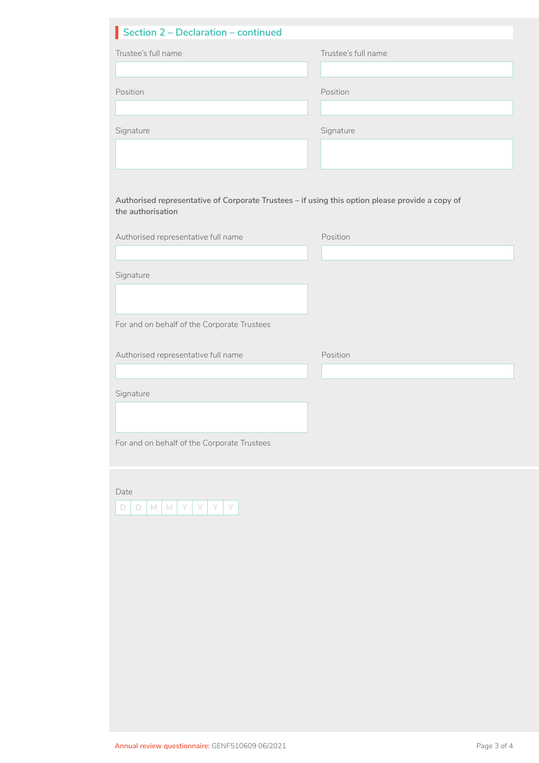## Section 2 – Declaration – continued

Trustee's full name

Position

Signature

Trustee's full name

Position

Signature

**Authorised representative of Corporate Trustees – if using this option please provide a copy of the authorisation**

Authorised representative full name

Position

Signature

For and on behalf of the Corporate Trustees

Authorised representative full name

Position

Signature

For and on behalf of the Corporate Trustees

Date

| D | D | M | M | Y | Y | Y | Y |
|---|---|---|---|---|---|---|---|

Annual review questionnaire: GENF510609 06/2021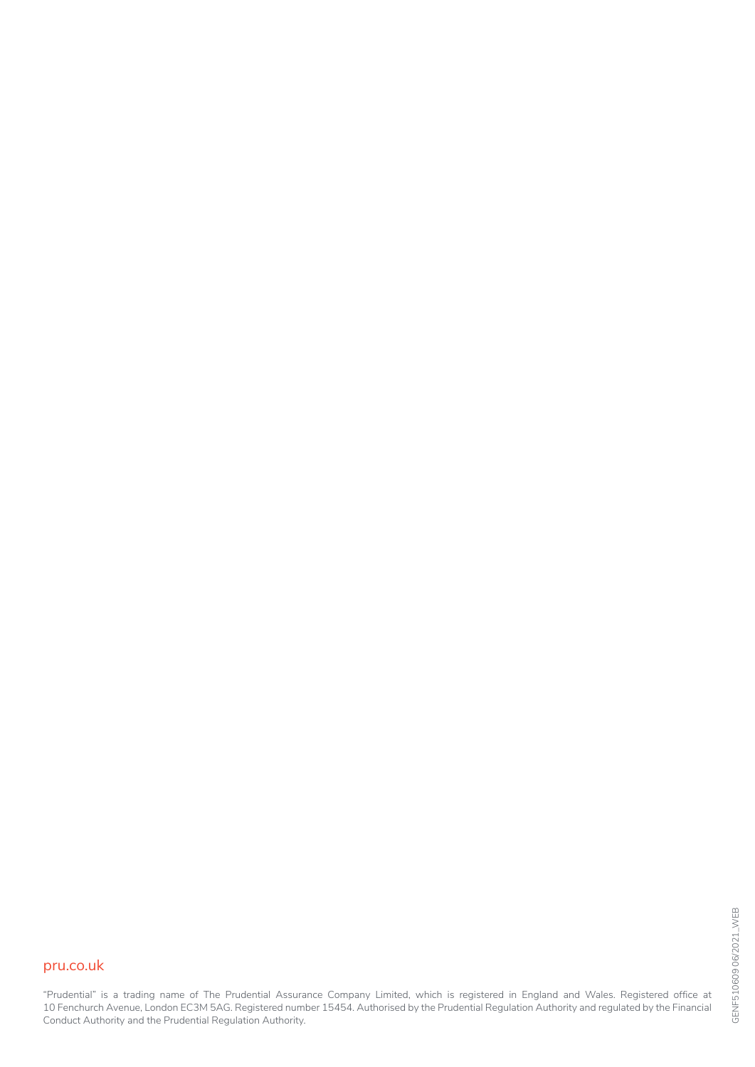pru.co.uk

"Prudential" is a trading name of The Prudential Assurance Company Limited, which is registered in England and Wales. Registered office at 10 Fenchurch Avenue, London EC3M 5AG. Registered number 15454. Authorised by the Prudential Regulation Authority and regulated by the Financial Conduct Authority and the Prudential Regulation Authority.

GENF510609 06/2021_WEB